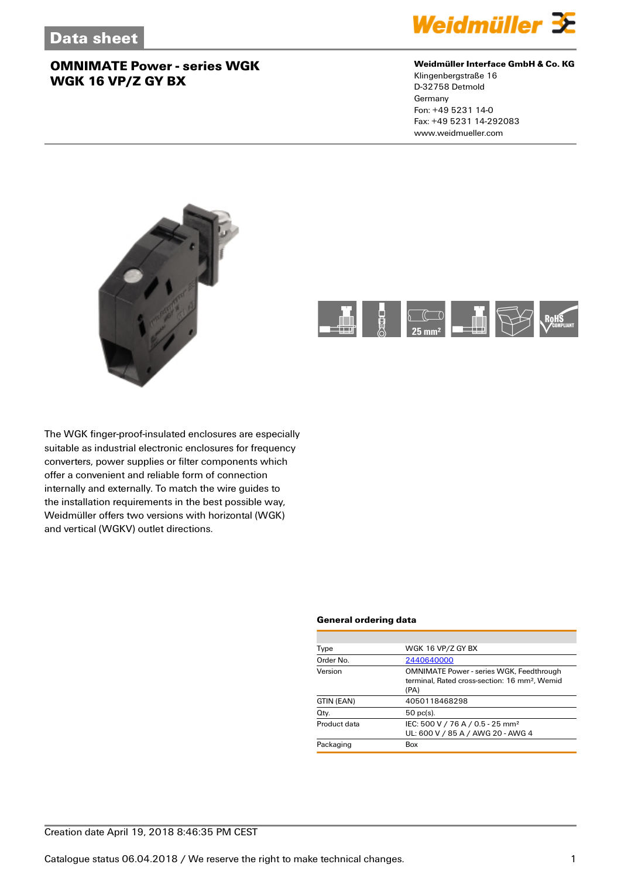# Data sheet

## OMNIMATE Power - series WGK
## WGK 16 VP/Z GY BX

**Weidmüller Interface GmbH & Co. KG**
Klingenbergstraße 16
D-32758 Detmold
Germany
Fon: +49 5231 14-0
Fax: +49 5231 14-292083
www.weidmueller.com

The WGK finger-proof-insulated enclosures are especially suitable as industrial electronic enclosures for frequency converters, power supplies or filter components which offer a convenient and reliable form of connection internally and externally. To match the wire guides to the installation requirements in the best possible way, Weidmüller offers two versions with horizontal (WGK) and vertical (WGKV) outlet directions.

### General ordering data

| | |
|---|---|
| Type | WGK 16 VP/Z GY BX |
| Order No. | 2440640000 |
| Version | OMNIMATE Power - series WGK, Feedthrough terminal, Rated cross-section: 16 mm², Wemid (PA) |
| GTIN (EAN) | 4050118468298 |
| Qty. | 50 pc(s). |
| Product data | IEC: 500 V / 76 A / 0.5 - 25 mm²<br>UL: 600 V / 85 A / AWG 20 - AWG 4 |
| Packaging | Box |

Creation date April 19, 2018 8:46:35 PM CEST

Catalogue status 06.04.2018 / We reserve the right to make technical changes.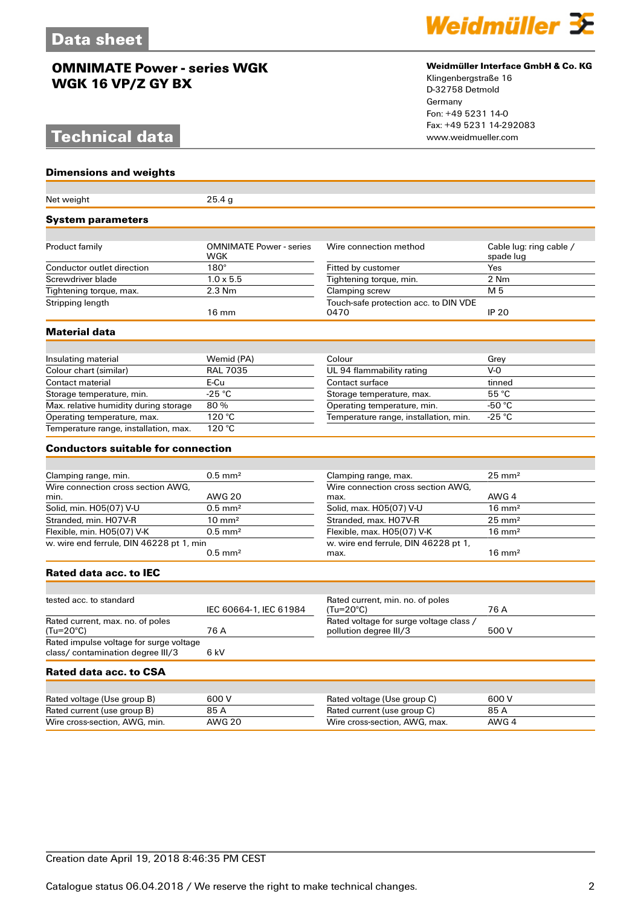# Data sheet

## OMNIMATE Power - series WGK
## WGK 16 VP/Z GY BX

**Weidmüller Interface GmbH & Co. KG**
Klingenbergstraße 16
D-32758 Detmold
Germany
Fon: +49 5231 14-0
Fax: +49 5231 14-292083
www.weidmueller.com

# Technical data

### Dimensions and weights

| | |
|---|---|
| Net weight | 25.4 g |

### System parameters

| | | | |
|---|---|---|---|
| Product family | OMNIMATE Power - series WGK | Wire connection method | Cable lug: ring cable / spade lug |
| Conductor outlet direction | 180° | Fitted by customer | Yes |
| Screwdriver blade | 1.0 x 5.5 | Tightening torque, min. | 2 Nm |
| Tightening torque, max. | 2.3 Nm | Clamping screw | M 5 |
| Stripping length | 16 mm | Touch-safe protection acc. to DIN VDE 0470 | IP 20 |

### Material data

| | | | |
|---|---|---|---|
| Insulating material | Wemid (PA) | Colour | Grey |
| Colour chart (similar) | RAL 7035 | UL 94 flammability rating | V-0 |
| Contact material | E-Cu | Contact surface | tinned |
| Storage temperature, min. | -25 °C | Storage temperature, max. | 55 °C |
| Max. relative humidity during storage | 80 % | Operating temperature, min. | -50 °C |
| Operating temperature, max. | 120 °C | Temperature range, installation, min. | -25 °C |
| Temperature range, installation, max. | 120 °C | | |

### Conductors suitable for connection

| | | | |
|---|---|---|---|
| Clamping range, min. | 0.5 mm² | Clamping range, max. | 25 mm² |
| Wire connection cross section AWG, min. | AWG 20 | Wire connection cross section AWG, max. | AWG 4 |
| Solid, min. H05(07) V-U | 0.5 mm² | Solid, max. H05(07) V-U | 16 mm² |
| Stranded, min. H07V-R | 10 mm² | Stranded, max. H07V-R | 25 mm² |
| Flexible, min. H05(07) V-K | 0.5 mm² | Flexible, max. H05(07) V-K | 16 mm² |
| w. wire end ferrule, DIN 46228 pt 1, min | 0.5 mm² | w. wire end ferrule, DIN 46228 pt 1, max. | 16 mm² |

### Rated data acc. to IEC

| | | | |
|---|---|---|---|
| tested acc. to standard | IEC 60664-1, IEC 61984 | Rated current, min. no. of poles (Tu=20°C) | 76 A |
| Rated current, max. no. of poles (Tu=20°C) | 76 A | Rated voltage for surge voltage class / pollution degree III/3 | 500 V |
| Rated impulse voltage for surge voltage class/ contamination degree III/3 | 6 kV | | |

### Rated data acc. to CSA

| | | | |
|---|---|---|---|
| Rated voltage (Use group B) | 600 V | Rated voltage (Use group C) | 600 V |
| Rated current (use group B) | 85 A | Rated current (use group C) | 85 A |
| Wire cross-section, AWG, min. | AWG 20 | Wire cross-section, AWG, max. | AWG 4 |

Creation date April 19, 2018 8:46:35 PM CEST

Catalogue status 06.04.2018 / We reserve the right to make technical changes.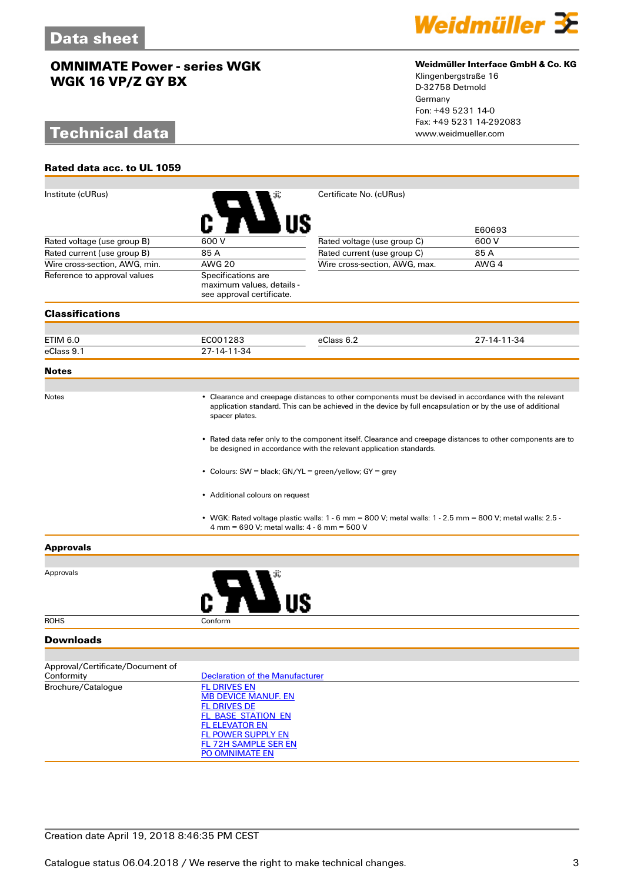# Data sheet

## OMNIMATE Power - series WGK
## WGK 16 VP/Z GY BX

**Weidmüller Interface GmbH & Co. KG**
Klingenbergstraße 16
D-32758 Detmold
Germany
Fon: +49 5231 14-0
Fax: +49 5231 14-292083
www.weidmueller.com

# Technical data

### Rated data acc. to UL 1059

| | | | |
|---|---|---|---|
| Institute (cURus) | c UL us | Certificate No. (cURus) | E60693 |
| Rated voltage (use group B) | 600 V | Rated voltage (use group C) | 600 V |
| Rated current (use group B) | 85 A | Rated current (use group C) | 85 A |
| Wire cross-section, AWG, min. | AWG 20 | Wire cross-section, AWG, max. | AWG 4 |
| Reference to approval values | Specifications are maximum values, details - see approval certificate. | | |

### Classifications

| | | | |
|---|---|---|---|
| ETIM 6.0 | EC001283 | eClass 6.2 | 27-14-11-34 |
| eClass 9.1 | 27-14-11-34 | | |

### Notes

Notes

- Clearance and creepage distances to other components must be devised in accordance with the relevant application standard. This can be achieved in the device by full encapsulation or by the use of additional spacer plates.
- Rated data refer only to the component itself. Clearance and creepage distances to other components are to be designed in accordance with the relevant application standards.
- Colours: SW = black; GN/YL = green/yellow; GY = grey
- Additional colours on request
- WGK: Rated voltage plastic walls: 1 - 6 mm = 800 V; metal walls: 1 - 2.5 mm = 800 V; metal walls: 2.5 - 4 mm = 690 V; metal walls: 4 - 6 mm = 500 V

### Approvals

| | |
|---|---|
| Approvals | c UL us |
| ROHS | Conform |

### Downloads

| | |
|---|---|
| Approval/Certificate/Document of Conformity | Declaration of the Manufacturer |
| Brochure/Catalogue | FL DRIVES EN<br>MB DEVICE MANUF. EN<br>FL DRIVES DE<br>FL_BASE_STATION_EN<br>FL ELEVATOR EN<br>FL POWER SUPPLY EN<br>FL 72H SAMPLE SER EN<br>PO OMNIMATE EN |

Creation date April 19, 2018 8:46:35 PM CEST

Catalogue status 06.04.2018 / We reserve the right to make technical changes.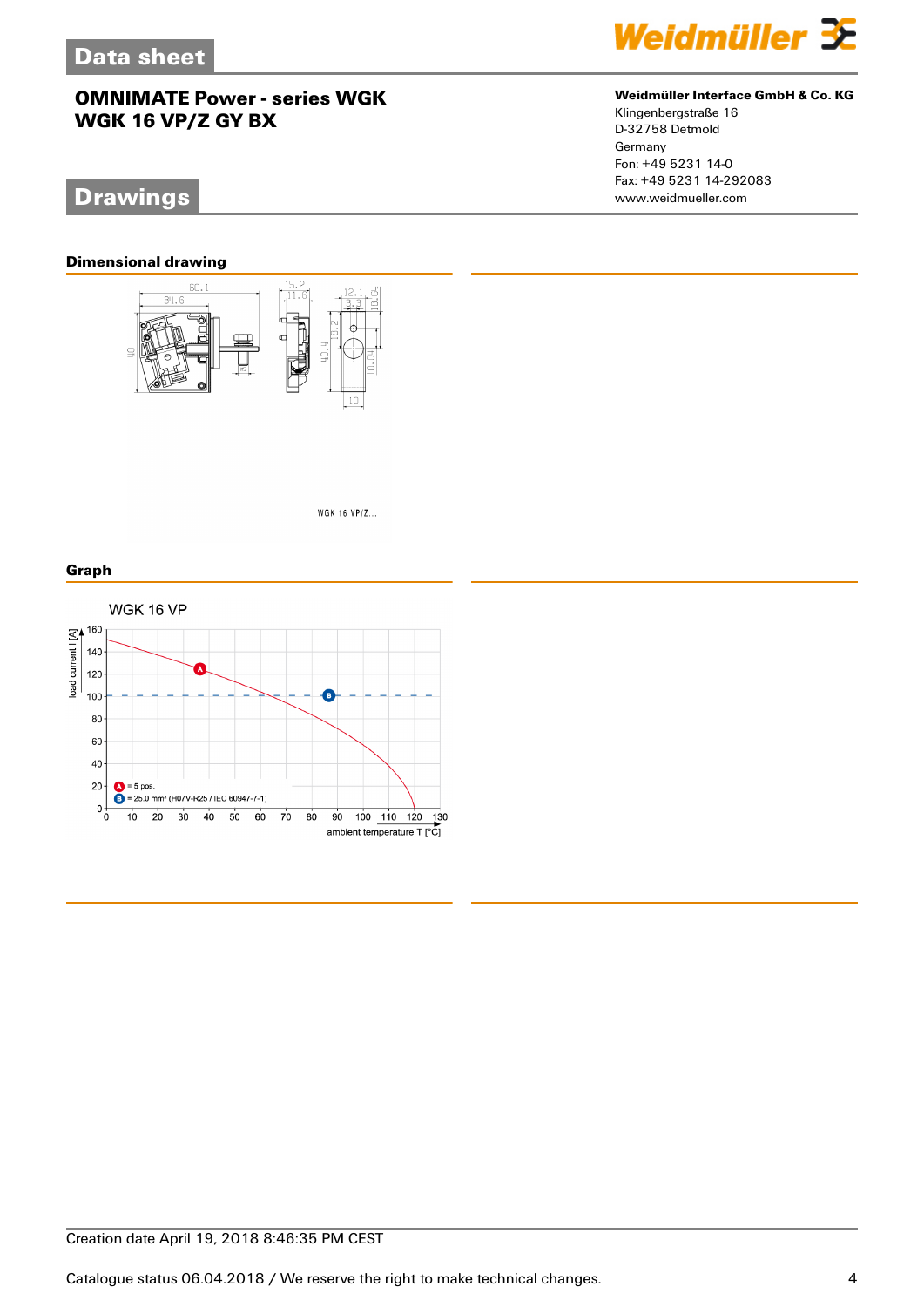# OMNIMATE Power - series WGK
# WGK 16 VP/Z GY BX

**Weidmüller Interface GmbH & Co. KG**
Klingenbergstraße 16
D-32758 Detmold
Germany
Fon: +49 5231 14-0
Fax: +49 5231 14-292083
www.weidmueller.com

## Drawings

### Dimensional drawing

60.1
34.6
40
15.2
11.6
12.1
3.3
18.64
18.2
40.4
10.04
10

WGK 16 VP/Z...

### Graph

WGK 16 VP

load current I [A]

160
140
120
100
80
60
40
20
0

0 10 20 30 40 50 60 70 80 90 100 110 120 130

ambient temperature T [°C]

A = 5 pos.
B = 25.0 mm² (H07V-R25 / IEC 60947-7-1)

Creation date April 19, 2018 8:46:35 PM CEST

Catalogue status 06.04.2018 / We reserve the right to make technical changes.